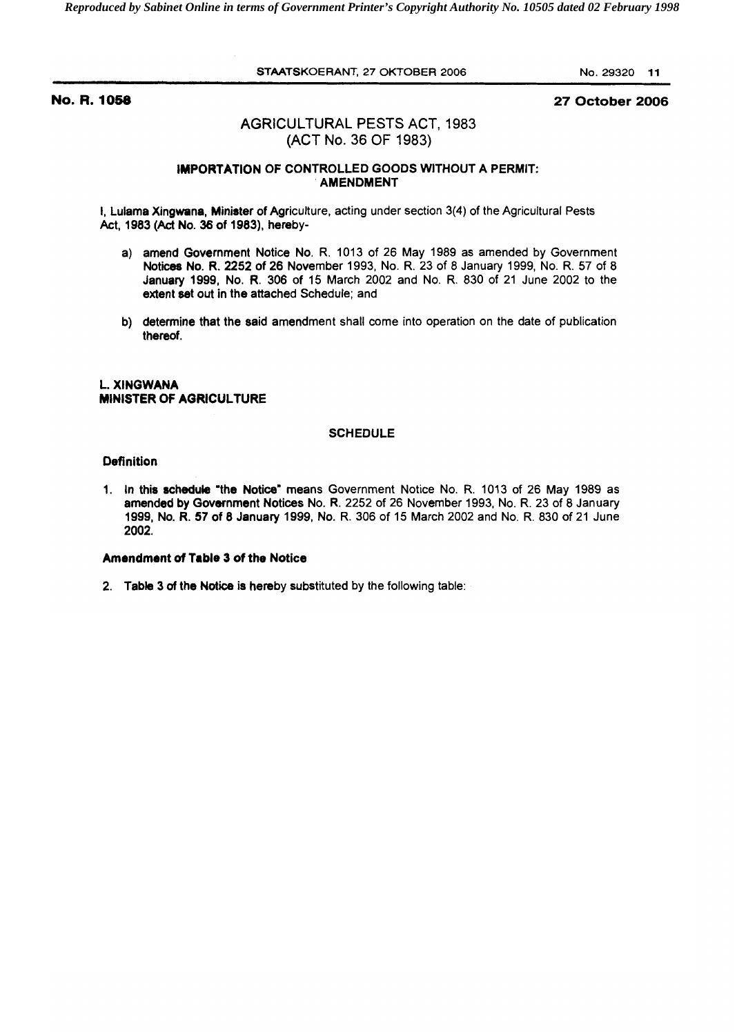**No. R. 1058** **27 October 2006**

# AGRICULTURAL PESTS ACT, 1983 (ACT No. 36 OF 1983)

## IMPORTATION OF CONTROLLED GOODS WITHOUT A PERMIT: AMENDMENT

I, Lulama Xingwana, Minister of Agriculture, acting under section 3(4) of the Agricultural Pests Act, 1983 (Act No. 36 of 1983), hereby-

a) amend Government Notice No. R. 1013 of 26 May 1989 as amended by Government Notices No. R. 2252 of 26 November 1993, No. R. 23 of 8 January 1999, No. R. 57 of 8 January 1999, No. R. 306 of 15 March 2002 and No. R. 830 of 21 June 2002 to the extent set out in the attached Schedule; and

b) determine that the said amendment shall come into operation on the date of publication thereof.

**L. XINGWANA**
**MINISTER OF AGRICULTURE**

### SCHEDULE

#### Definition

1. In this schedule "the Notice" means Government Notice No. R. 1013 of 26 May 1989 as amended by Government Notices No. R. 2252 of 26 November 1993, No. R. 23 of 8 January 1999, No. R. 57 of 8 January 1999, No. R. 306 of 15 March 2002 and No. R. 830 of 21 June 2002.

#### Amendment of Table 3 of the Notice

2. Table 3 of the Notice is hereby substituted by the following table: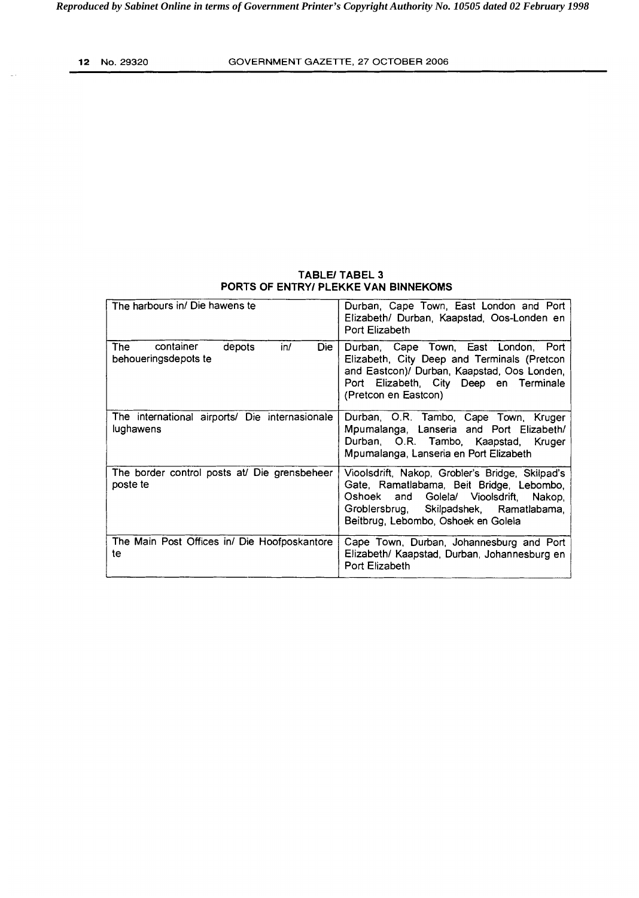**TABLE/ TABEL 3**
**PORTS OF ENTRY/ PLEKKE VAN BINNEKOMS**

| | |
|---|---|
| The harbours in/ Die hawens te | Durban, Cape Town, East London and Port Elizabeth/ Durban, Kaapstad, Oos-Londen en Port Elizabeth |
| The container depots in/ Die behoueringsdepots te | Durban, Cape Town, East London, Port Elizabeth, City Deep and Terminals (Pretcon and Eastcon)/ Durban, Kaapstad, Oos Londen, Port Elizabeth, City Deep en Terminale (Pretcon en Eastcon) |
| The international airports/ Die internasionale lughawens | Durban, O.R. Tambo, Cape Town, Kruger Mpumalanga, Lanseria and Port Elizabeth/ Durban, O.R. Tambo, Kaapstad, Kruger Mpumalanga, Lanseria en Port Elizabeth |
| The border control posts at/ Die grensbeheer poste te | Vioolsdrift, Nakop, Grobler's Bridge, Skilpad's Gate, Ramatlabama, Beit Bridge, Lebombo, Oshoek and Golela/ Vioolsdrift, Nakop, Groblersbrug, Skilpadshek, Ramatlabama, Beitbrug, Lebombo, Oshoek en Golela |
| The Main Post Offices in/ Die Hoofposkantore te | Cape Town, Durban, Johannesburg and Port Elizabeth/ Kaapstad, Durban, Johannesburg en Port Elizabeth |